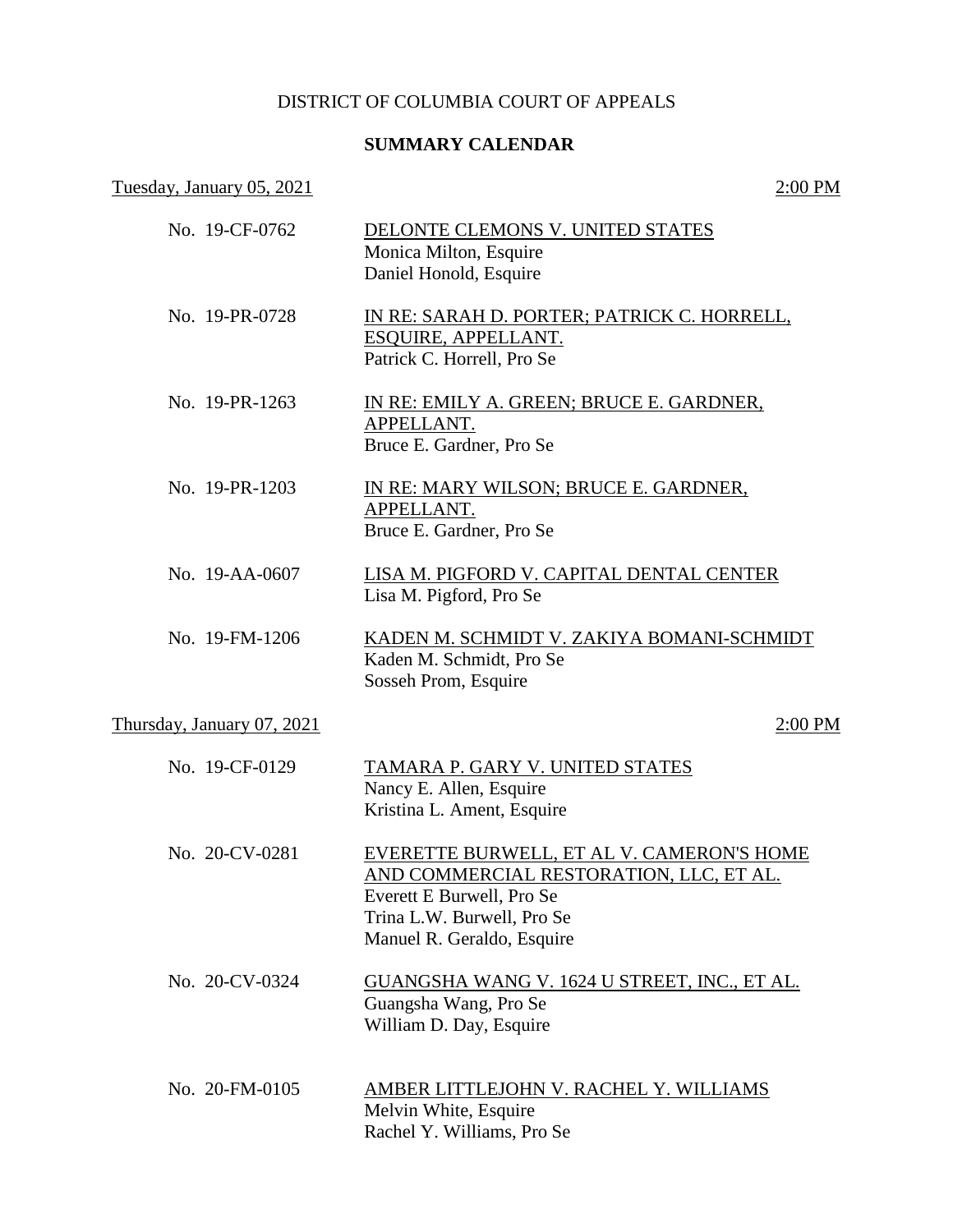DISTRICT OF COLUMBIA COURT OF APPEALS

**SUMMARY CALENDAR**

Tuesday, January 05, 2021 — 2:00 PM

No. 19-CF-0762 — DELONTE CLEMONS V. UNITED STATES
Monica Milton, Esquire
Daniel Honold, Esquire

No. 19-PR-0728 — IN RE: SARAH D. PORTER; PATRICK C. HORRELL, ESQUIRE, APPELLANT.
Patrick C. Horrell, Pro Se

No. 19-PR-1263 — IN RE: EMILY A. GREEN; BRUCE E. GARDNER, APPELLANT.
Bruce E. Gardner, Pro Se

No. 19-PR-1203 — IN RE: MARY WILSON; BRUCE E. GARDNER, APPELLANT.
Bruce E. Gardner, Pro Se

No. 19-AA-0607 — LISA M. PIGFORD V. CAPITAL DENTAL CENTER
Lisa M. Pigford, Pro Se

No. 19-FM-1206 — KADEN M. SCHMIDT V. ZAKIYA BOMANI-SCHMIDT
Kaden M. Schmidt, Pro Se
Sosseh Prom, Esquire

Thursday, January 07, 2021 — 2:00 PM

No. 19-CF-0129 — TAMARA P. GARY V. UNITED STATES
Nancy E. Allen, Esquire
Kristina L. Ament, Esquire

No. 20-CV-0281 — EVERETTE BURWELL, ET AL V. CAMERON'S HOME AND COMMERCIAL RESTORATION, LLC, ET AL.
Everett E Burwell, Pro Se
Trina L.W. Burwell, Pro Se
Manuel R. Geraldo, Esquire

No. 20-CV-0324 — GUANGSHA WANG V. 1624 U STREET, INC., ET AL.
Guangsha Wang, Pro Se
William D. Day, Esquire

No. 20-FM-0105 — AMBER LITTLEJOHN V. RACHEL Y. WILLIAMS
Melvin White, Esquire
Rachel Y. Williams, Pro Se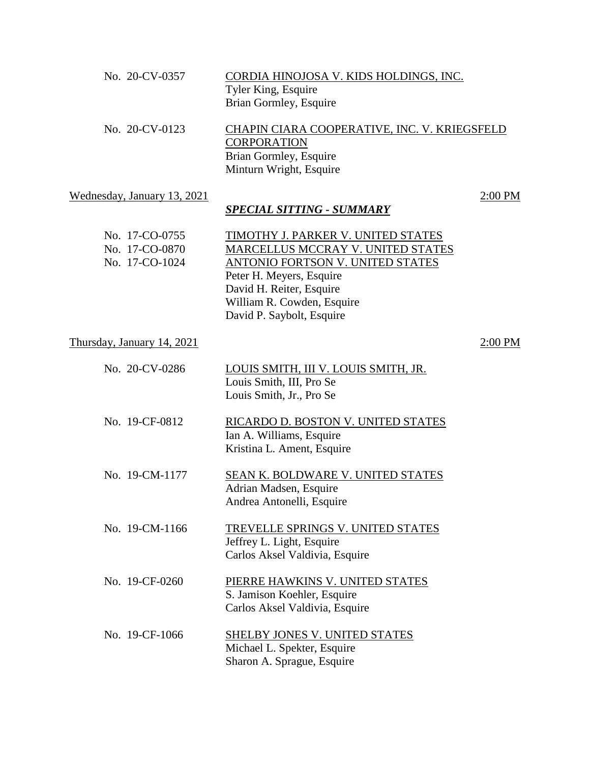No. 20-CV-0357 — <u>CORDIA HINOJOSA V. KIDS HOLDINGS, INC.</u>
Tyler King, Esquire
Brian Gormley, Esquire

No. 20-CV-0123 — <u>CHAPIN CIARA COOPERATIVE, INC. V. KRIEGSFELD CORPORATION</u>
Brian Gormley, Esquire
Minturn Wright, Esquire

<u>Wednesday, January 13, 2021</u> — <u>2:00 PM</u>

***<u>SPECIAL SITTING - SUMMARY</u>***

No. 17-CO-0755 — <u>TIMOTHY J. PARKER V. UNITED STATES</u>
No. 17-CO-0870 — <u>MARCELLUS MCCRAY V. UNITED STATES</u>
No. 17-CO-1024 — <u>ANTONIO FORTSON V. UNITED STATES</u>
Peter H. Meyers, Esquire
David H. Reiter, Esquire
William R. Cowden, Esquire
David P. Saybolt, Esquire

<u>Thursday, January 14, 2021</u> — <u>2:00 PM</u>

No. 20-CV-0286 — <u>LOUIS SMITH, III V. LOUIS SMITH, JR.</u>
Louis Smith, III, Pro Se
Louis Smith, Jr., Pro Se

No. 19-CF-0812 — <u>RICARDO D. BOSTON V. UNITED STATES</u>
Ian A. Williams, Esquire
Kristina L. Ament, Esquire

No. 19-CM-1177 — <u>SEAN K. BOLDWARE V. UNITED STATES</u>
Adrian Madsen, Esquire
Andrea Antonelli, Esquire

No. 19-CM-1166 — <u>TREVELLE SPRINGS V. UNITED STATES</u>
Jeffrey L. Light, Esquire
Carlos Aksel Valdivia, Esquire

No. 19-CF-0260 — <u>PIERRE HAWKINS V. UNITED STATES</u>
S. Jamison Koehler, Esquire
Carlos Aksel Valdivia, Esquire

No. 19-CF-1066 — <u>SHELBY JONES V. UNITED STATES</u>
Michael L. Spekter, Esquire
Sharon A. Sprague, Esquire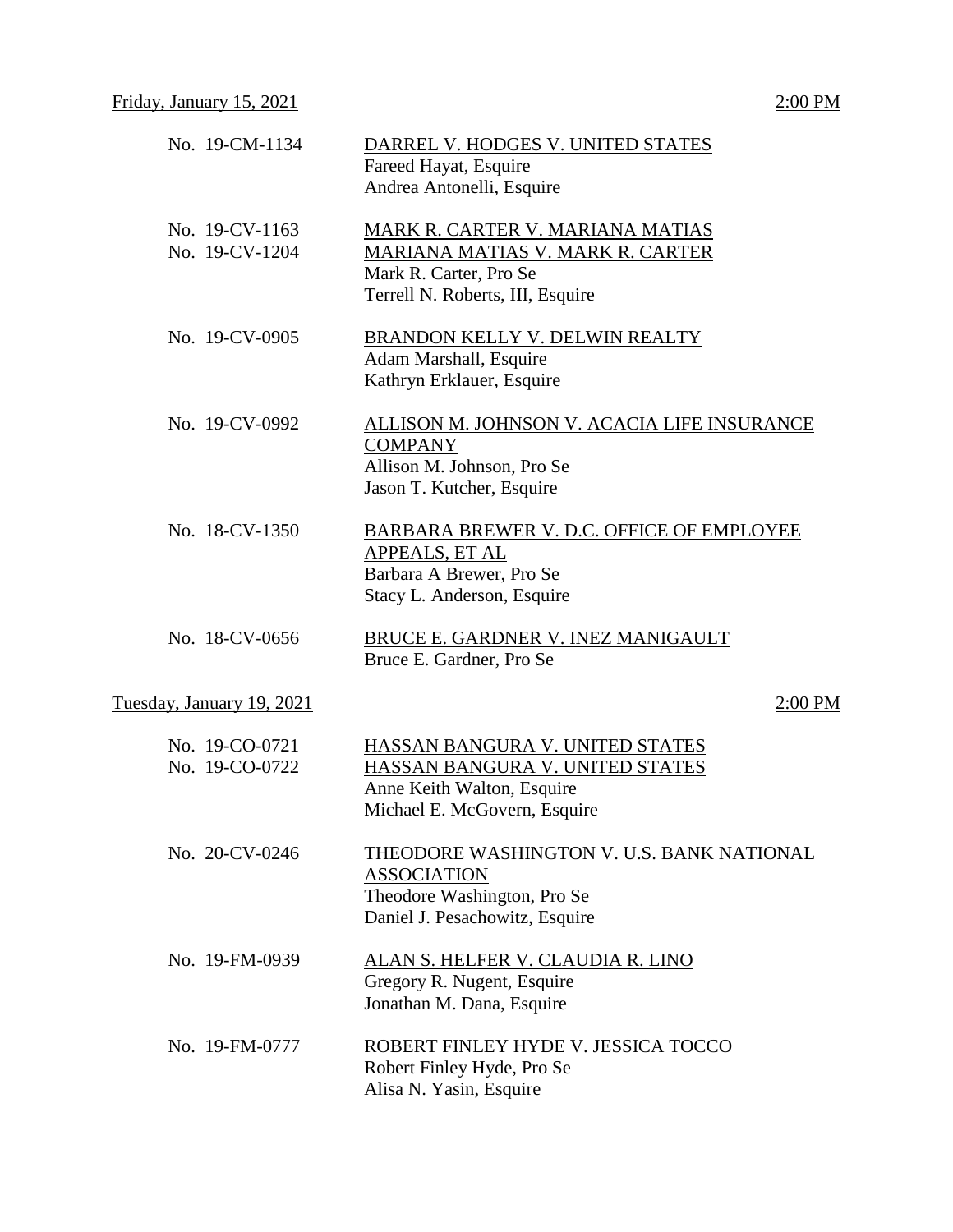Friday, January 15, 2021 2:00 PM

| | |
|---|---|
| No. 19-CM-1134 | DARREL V. HODGES V. UNITED STATES<br>Fareed Hayat, Esquire<br>Andrea Antonelli, Esquire |
| No. 19-CV-1163<br>No. 19-CV-1204 | MARK R. CARTER V. MARIANA MATIAS<br>MARIANA MATIAS V. MARK R. CARTER<br>Mark R. Carter, Pro Se<br>Terrell N. Roberts, III, Esquire |
| No. 19-CV-0905 | BRANDON KELLY V. DELWIN REALTY<br>Adam Marshall, Esquire<br>Kathryn Erklauer, Esquire |
| No. 19-CV-0992 | ALLISON M. JOHNSON V. ACACIA LIFE INSURANCE COMPANY<br>Allison M. Johnson, Pro Se<br>Jason T. Kutcher, Esquire |
| No. 18-CV-1350 | BARBARA BREWER V. D.C. OFFICE OF EMPLOYEE APPEALS, ET AL<br>Barbara A Brewer, Pro Se<br>Stacy L. Anderson, Esquire |
| No. 18-CV-0656 | BRUCE E. GARDNER V. INEZ MANIGAULT<br>Bruce E. Gardner, Pro Se |

Tuesday, January 19, 2021 2:00 PM

| | |
|---|---|
| No. 19-CO-0721<br>No. 19-CO-0722 | HASSAN BANGURA V. UNITED STATES<br>HASSAN BANGURA V. UNITED STATES<br>Anne Keith Walton, Esquire<br>Michael E. McGovern, Esquire |
| No. 20-CV-0246 | THEODORE WASHINGTON V. U.S. BANK NATIONAL ASSOCIATION<br>Theodore Washington, Pro Se<br>Daniel J. Pesachowitz, Esquire |
| No. 19-FM-0939 | ALAN S. HELFER V. CLAUDIA R. LINO<br>Gregory R. Nugent, Esquire<br>Jonathan M. Dana, Esquire |
| No. 19-FM-0777 | ROBERT FINLEY HYDE V. JESSICA TOCCO<br>Robert Finley Hyde, Pro Se<br>Alisa N. Yasin, Esquire |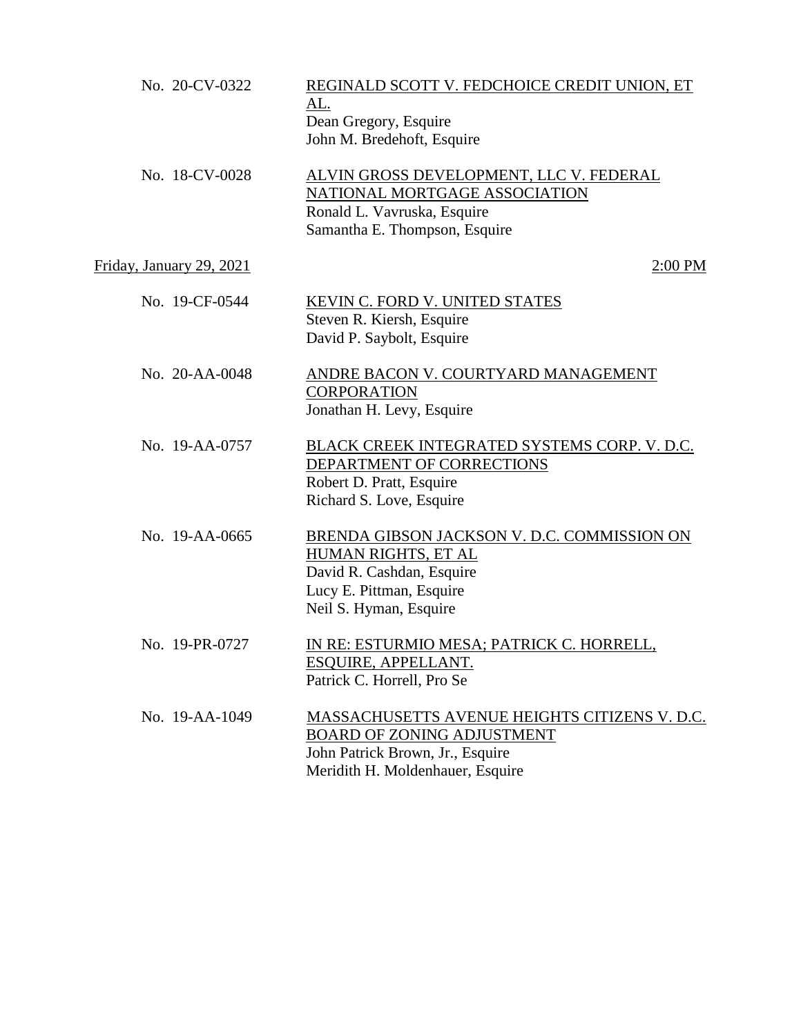No. 20-CV-0322 — REGINALD SCOTT V. FEDCHOICE CREDIT UNION, ET AL.
Dean Gregory, Esquire
John M. Bredehoft, Esquire

No. 18-CV-0028 — ALVIN GROSS DEVELOPMENT, LLC V. FEDERAL NATIONAL MORTGAGE ASSOCIATION
Ronald L. Vavruska, Esquire
Samantha E. Thompson, Esquire

Friday, January 29, 2021 — 2:00 PM

No. 19-CF-0544 — KEVIN C. FORD V. UNITED STATES
Steven R. Kiersh, Esquire
David P. Saybolt, Esquire

No. 20-AA-0048 — ANDRE BACON V. COURTYARD MANAGEMENT CORPORATION
Jonathan H. Levy, Esquire

No. 19-AA-0757 — BLACK CREEK INTEGRATED SYSTEMS CORP. V. D.C. DEPARTMENT OF CORRECTIONS
Robert D. Pratt, Esquire
Richard S. Love, Esquire

No. 19-AA-0665 — BRENDA GIBSON JACKSON V. D.C. COMMISSION ON HUMAN RIGHTS, ET AL
David R. Cashdan, Esquire
Lucy E. Pittman, Esquire
Neil S. Hyman, Esquire

No. 19-PR-0727 — IN RE: ESTURMIO MESA; PATRICK C. HORRELL, ESQUIRE, APPELLANT.
Patrick C. Horrell, Pro Se

No. 19-AA-1049 — MASSACHUSETTS AVENUE HEIGHTS CITIZENS V. D.C. BOARD OF ZONING ADJUSTMENT
John Patrick Brown, Jr., Esquire
Meridith H. Moldenhauer, Esquire